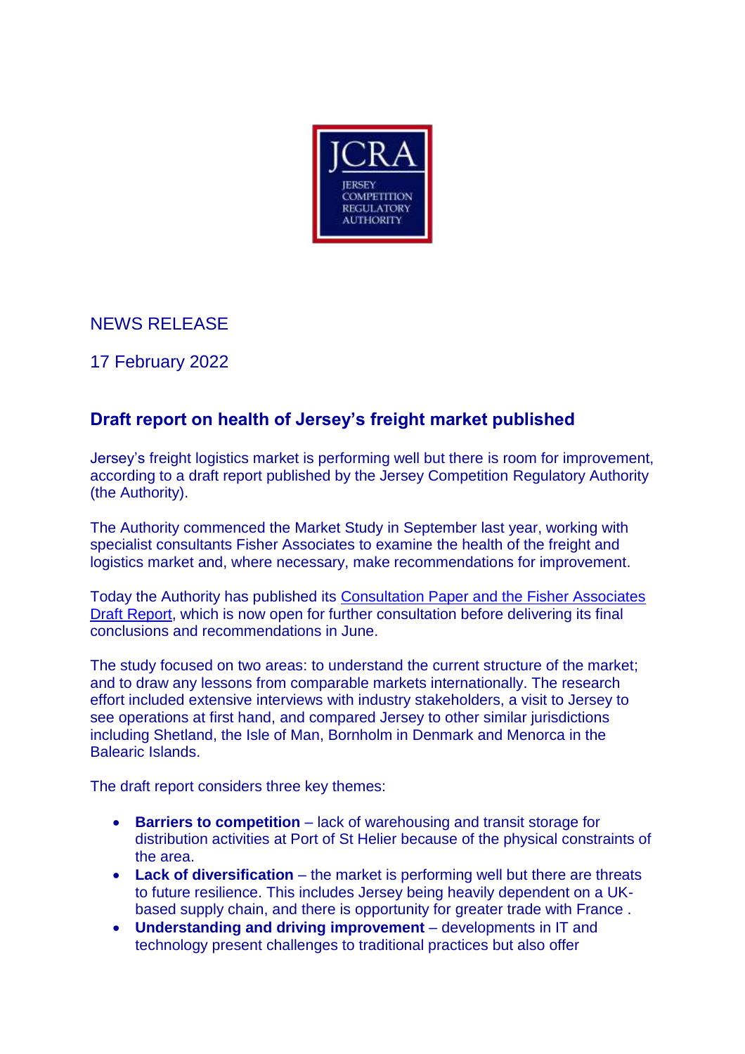JCRA

JERSEY COMPETITION REGULATORY AUTHORITY

NEWS RELEASE

17 February 2022

## Draft report on health of Jersey's freight market published

Jersey's freight logistics market is performing well but there is room for improvement, according to a draft report published by the Jersey Competition Regulatory Authority (the Authority).

The Authority commenced the Market Study in September last year, working with specialist consultants Fisher Associates to examine the health of the freight and logistics market and, where necessary, make recommendations for improvement.

Today the Authority has published its Consultation Paper and the Fisher Associates Draft Report, which is now open for further consultation before delivering its final conclusions and recommendations in June.

The study focused on two areas: to understand the current structure of the market; and to draw any lessons from comparable markets internationally. The research effort included extensive interviews with industry stakeholders, a visit to Jersey to see operations at first hand, and compared Jersey to other similar jurisdictions including Shetland, the Isle of Man, Bornholm in Denmark and Menorca in the Balearic Islands.

The draft report considers three key themes:

- **Barriers to competition** – lack of warehousing and transit storage for distribution activities at Port of St Helier because of the physical constraints of the area.
- **Lack of diversification** – the market is performing well but there are threats to future resilience. This includes Jersey being heavily dependent on a UK-based supply chain, and there is opportunity for greater trade with France .
- **Understanding and driving improvement** – developments in IT and technology present challenges to traditional practices but also offer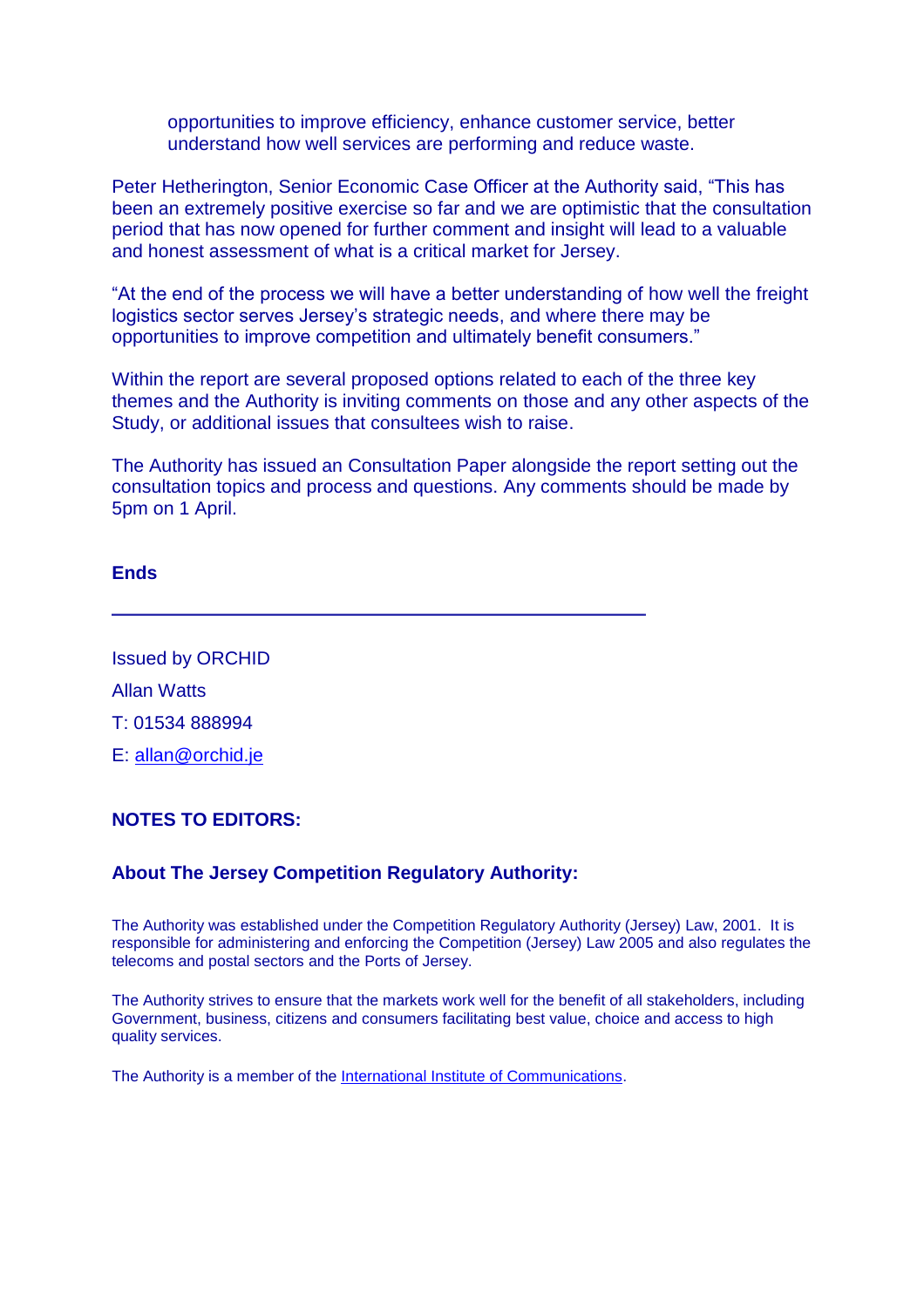opportunities to improve efficiency, enhance customer service, better understand how well services are performing and reduce waste.

Peter Hetherington, Senior Economic Case Officer at the Authority said, "This has been an extremely positive exercise so far and we are optimistic that the consultation period that has now opened for further comment and insight will lead to a valuable and honest assessment of what is a critical market for Jersey.

"At the end of the process we will have a better understanding of how well the freight logistics sector serves Jersey's strategic needs, and where there may be opportunities to improve competition and ultimately benefit consumers."

Within the report are several proposed options related to each of the three key themes and the Authority is inviting comments on those and any other aspects of the Study, or additional issues that consultees wish to raise.

The Authority has issued an Consultation Paper alongside the report setting out the consultation topics and process and questions. Any comments should be made by 5pm on 1 April.

**Ends**

---

Issued by ORCHID

Allan Watts

T: 01534 888994

E: allan@orchid.je

**NOTES TO EDITORS:**

**About The Jersey Competition Regulatory Authority:**

The Authority was established under the Competition Regulatory Authority (Jersey) Law, 2001. It is responsible for administering and enforcing the Competition (Jersey) Law 2005 and also regulates the telecoms and postal sectors and the Ports of Jersey.

The Authority strives to ensure that the markets work well for the benefit of all stakeholders, including Government, business, citizens and consumers facilitating best value, choice and access to high quality services.

The Authority is a member of the International Institute of Communications.